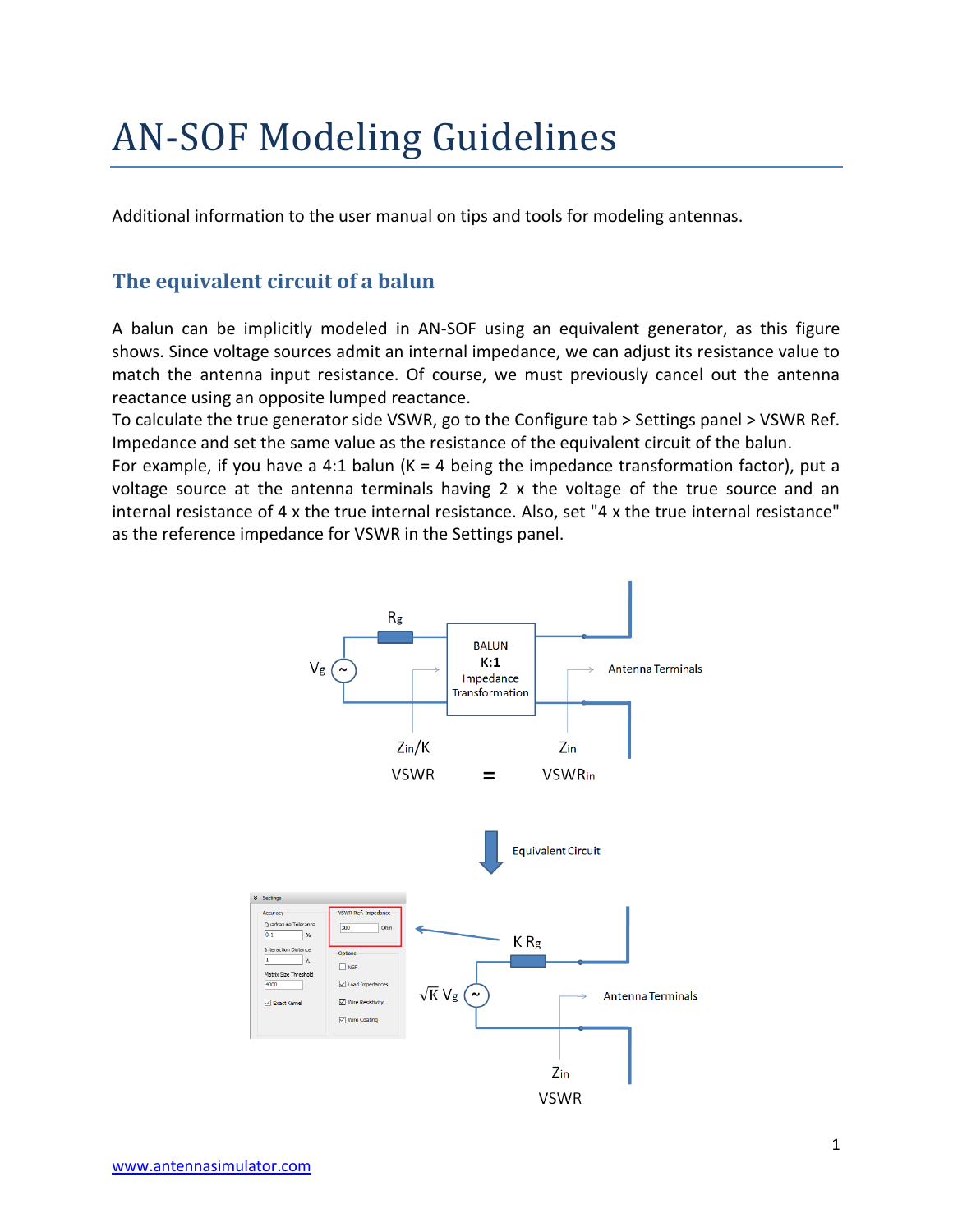# AN-SOF Modeling Guidelines

Additional information to the user manual on tips and tools for modeling antennas.

## The equivalent circuit of a balun

A balun can be implicitly modeled in AN-SOF using an equivalent generator, as this figure shows. Since voltage sources admit an internal impedance, we can adjust its resistance value to match the antenna input resistance. Of course, we must previously cancel out the antenna reactance using an opposite lumped reactance.

To calculate the true generator side VSWR, go to the Configure tab > Settings panel > VSWR Ref. Impedance and set the same value as the resistance of the equivalent circuit of the balun.

For example, if you have a 4:1 balun (K = 4 being the impedance transformation factor), put a voltage source at the antenna terminals having 2 x the voltage of the true source and an internal resistance of 4 x the true internal resistance. Also, set "4 x the true internal resistance" as the reference impedance for VSWR in the Settings panel.

[Figure: Top: generator $V_g$ with internal resistance $R_g$ feeding a BALUN K:1 (Impedance Transformation) connected to the Antenna Terminals; input impedance $Z_{in}/K$ with VSWR on the generator side equals $VSWR_{in}$ with $Z_{in}$ at the antenna terminals. Arrow labeled "Equivalent Circuit". Bottom: equivalent generator $\sqrt{K}\,V_g$ with internal resistance $K\,R_g$ connected directly to the Antenna Terminals ($Z_{in}$, VSWR), with an arrow pointing to the AN-SOF Settings panel where the VSWR Ref. Impedance field (300 Ohm) is highlighted.]

[www.antennasimulator.com](http://www.antennasimulator.com)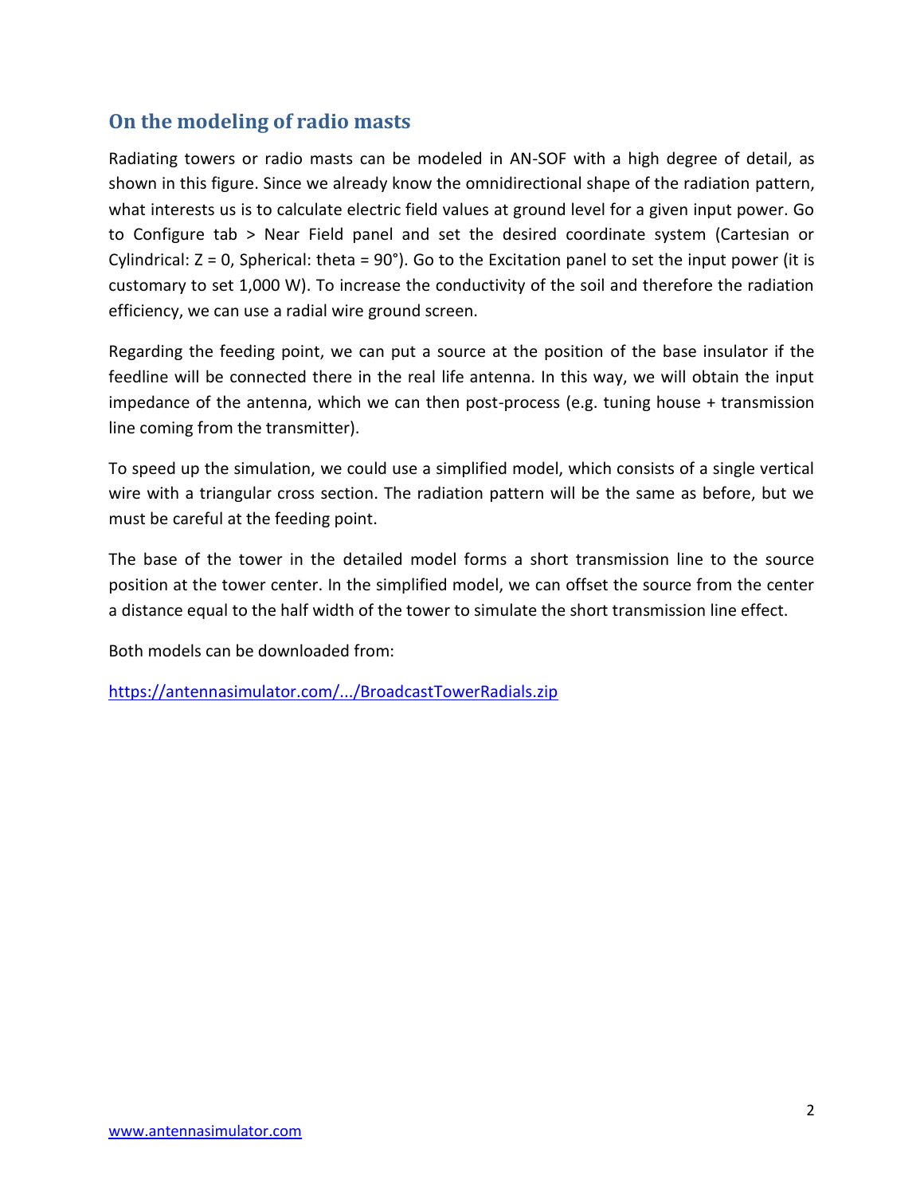## On the modeling of radio masts

Radiating towers or radio masts can be modeled in AN-SOF with a high degree of detail, as shown in this figure. Since we already know the omnidirectional shape of the radiation pattern, what interests us is to calculate electric field values at ground level for a given input power. Go to Configure tab > Near Field panel and set the desired coordinate system (Cartesian or Cylindrical: Z = 0, Spherical: theta = 90°). Go to the Excitation panel to set the input power (it is customary to set 1,000 W). To increase the conductivity of the soil and therefore the radiation efficiency, we can use a radial wire ground screen.

Regarding the feeding point, we can put a source at the position of the base insulator if the feedline will be connected there in the real life antenna. In this way, we will obtain the input impedance of the antenna, which we can then post-process (e.g. tuning house + transmission line coming from the transmitter).

To speed up the simulation, we could use a simplified model, which consists of a single vertical wire with a triangular cross section. The radiation pattern will be the same as before, but we must be careful at the feeding point.

The base of the tower in the detailed model forms a short transmission line to the source position at the tower center. In the simplified model, we can offset the source from the center a distance equal to the half width of the tower to simulate the short transmission line effect.

Both models can be downloaded from:

[https://antennasimulator.com/.../BroadcastTowerRadials.zip](https://antennasimulator.com/.../BroadcastTowerRadials.zip)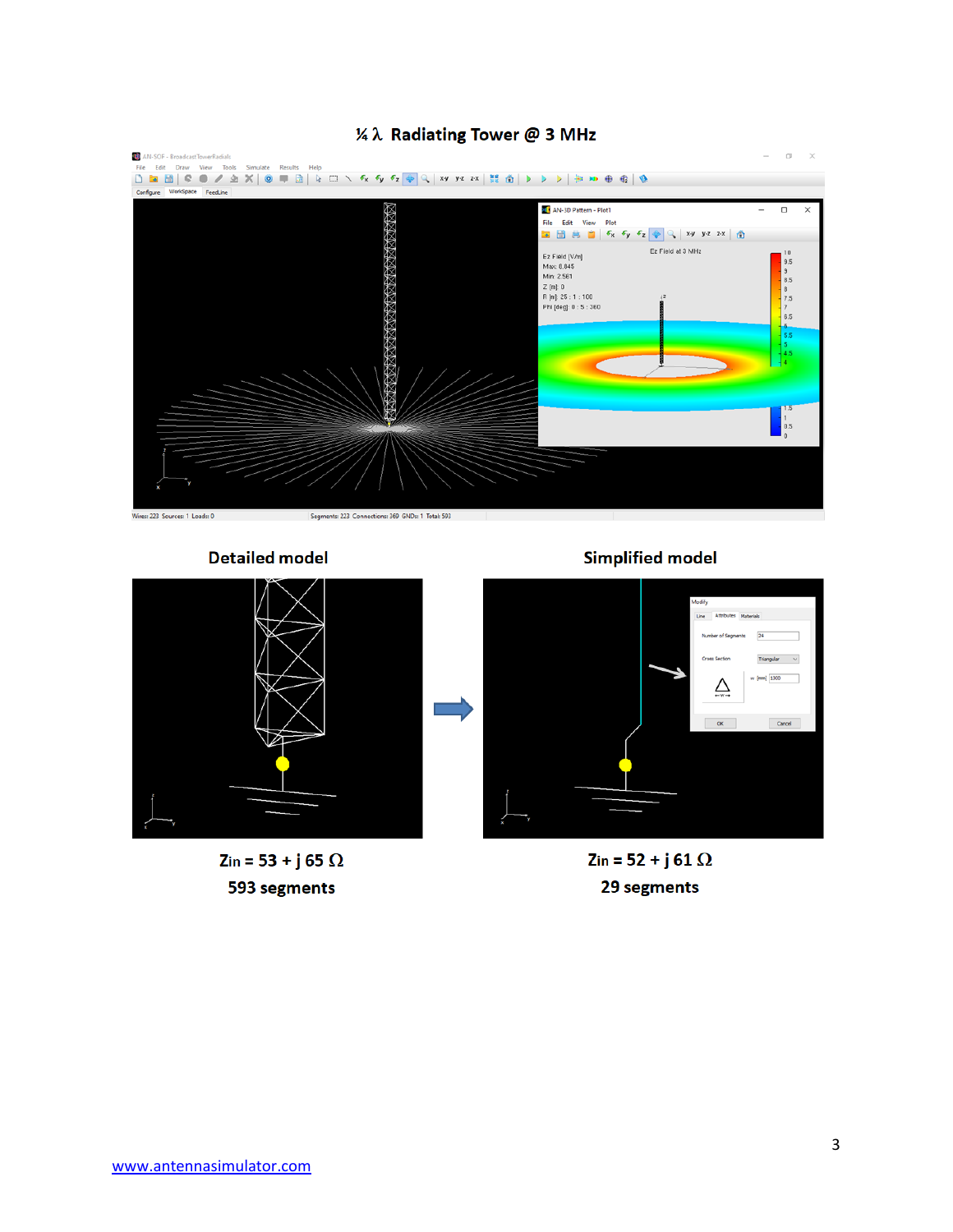# ¼ λ Radiating Tower @ 3 MHz

**Detailed model**

**Zin = 53 + j 65 Ω**

**593 segments**

**Simplified model**

**Zin = 52 + j 61 Ω**

**29 segments**

www.antennasimulator.com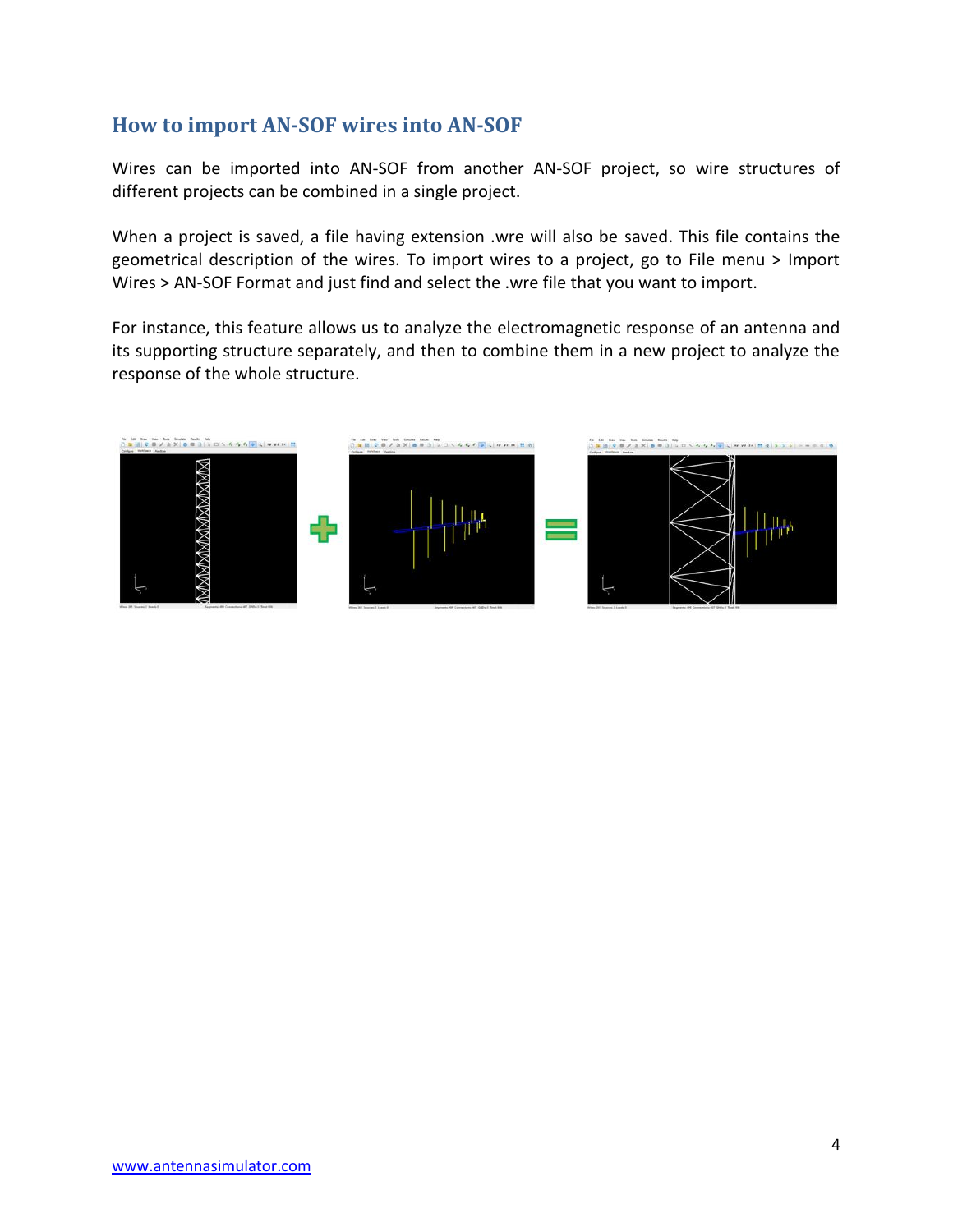## How to import AN-SOF wires into AN-SOF

Wires can be imported into AN-SOF from another AN-SOF project, so wire structures of different projects can be combined in a single project.

When a project is saved, a file having extension .wre will also be saved. This file contains the geometrical description of the wires. To import wires to a project, go to File menu > Import Wires > AN-SOF Format and just find and select the .wre file that you want to import.

For instance, this feature allows us to analyze the electromagnetic response of an antenna and its supporting structure separately, and then to combine them in a new project to analyze the response of the whole structure.

www.antennasimulator.com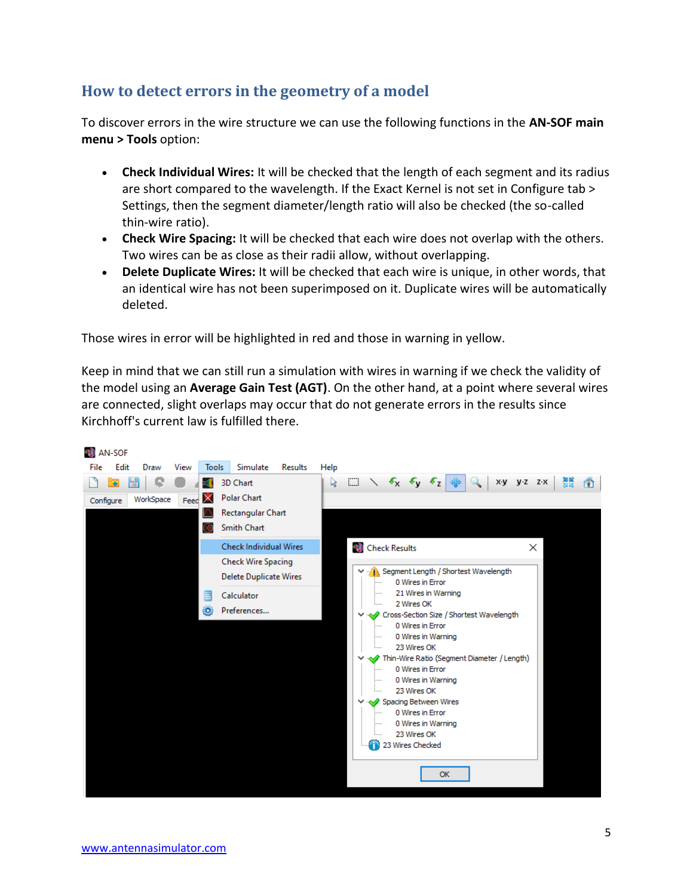## How to detect errors in the geometry of a model

To discover errors in the wire structure we can use the following functions in the **AN-SOF main menu > Tools** option:

- **Check Individual Wires:** It will be checked that the length of each segment and its radius are short compared to the wavelength. If the Exact Kernel is not set in Configure tab > Settings, then the segment diameter/length ratio will also be checked (the so-called thin-wire ratio).
- **Check Wire Spacing:** It will be checked that each wire does not overlap with the others. Two wires can be as close as their radii allow, without overlapping.
- **Delete Duplicate Wires:** It will be checked that each wire is unique, in other words, that an identical wire has not been superimposed on it. Duplicate wires will be automatically deleted.

Those wires in error will be highlighted in red and those in warning in yellow.

Keep in mind that we can still run a simulation with wires in warning if we check the validity of the model using an **Average Gain Test (AGT)**. On the other hand, at a point where several wires are connected, slight overlaps may occur that do not generate errors in the results since Kirchhoff's current law is fulfilled there.

www.antennasimulator.com